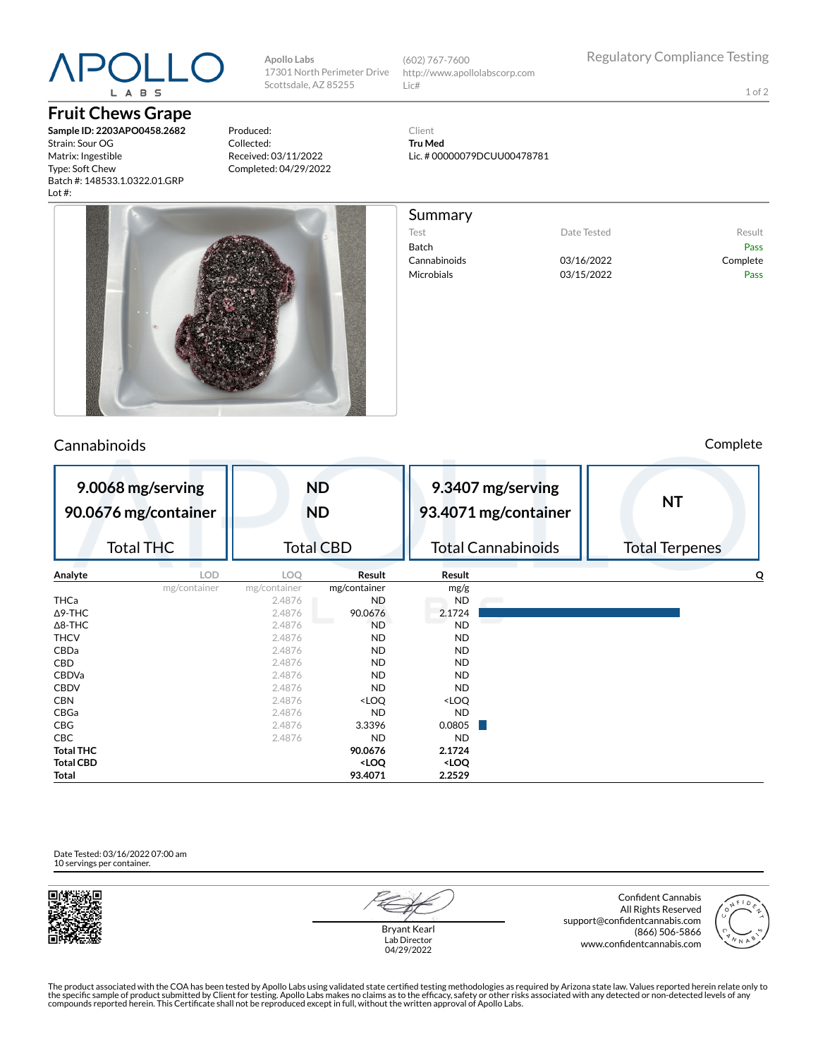# APOLLO LABS

**Apollo Labs**
17301 North Perimeter Drive
Scottsdale, AZ 85255

(602) 767-7600
http://www.apollolabscorp.com
Lic#

Regulatory Compliance Testing

## Fruit Chews Grape

**Sample ID: 2203APO0458.2682**
Strain: Sour OG
Matrix: Ingestible
Type: Soft Chew
Batch #: 148533.1.0322.01.GRP
Lot #:

Produced:
Collected:
Received: 03/11/2022
Completed: 04/29/2022

Client
**Tru Med**
Lic. # 00000079DCUU00478781

## Summary

| Test | Date Tested | Result |
|---|---|---|
| Batch | | Pass |
| Cannabinoids | 03/16/2022 | Complete |
| Microbials | 03/15/2022 | Pass |

## Cannabinoids

Complete

| Total THC | Total CBD | Total Cannabinoids | Total Terpenes |
|---|---|---|---|
| 9.0068 mg/serving<br>90.0676 mg/container | ND<br>ND | 9.3407 mg/serving<br>93.4071 mg/container | NT |

| Analyte | LOD | LOQ | Result | Result | Q |
|---|---|---|---|---|---|
| | mg/container | mg/container | mg/container | mg/g | |
| THCa | | 2.4876 | ND | ND | |
| Δ9-THC | | 2.4876 | 90.0676 | 2.1724 | |
| Δ8-THC | | 2.4876 | ND | ND | |
| THCV | | 2.4876 | ND | ND | |
| CBDa | | 2.4876 | ND | ND | |
| CBD | | 2.4876 | ND | ND | |
| CBDVa | | 2.4876 | ND | ND | |
| CBDV | | 2.4876 | ND | ND | |
| CBN | | 2.4876 | <LOQ | <LOQ | |
| CBGa | | 2.4876 | ND | ND | |
| CBG | | 2.4876 | 3.3396 | 0.0805 | |
| CBC | | 2.4876 | ND | ND | |
| **Total THC** | | | **90.0676** | **2.1724** | |
| **Total CBD** | | | **<LOQ** | **<LOQ** | |
| **Total** | | | **93.4071** | **2.2529** | |

Date Tested: 03/16/2022 07:00 am
10 servings per container.

Bryant Kearl
Lab Director
04/29/2022

Confident Cannabis
All Rights Reserved
support@confidentcannabis.com
(866) 506-5866
www.confidentcannabis.com

The product associated with the COA has been tested by Apollo Labs using validated state certified testing methodologies as required by Arizona state law. Values reported herein relate only to the specific sample of product submitted by Client for testing. Apollo Labs makes no claims as to the efficacy, safety or other risks associated with any detected or non-detected levels of any compounds reported herein. This Certificate shall not be reproduced except in full, without the written approval of Apollo Labs.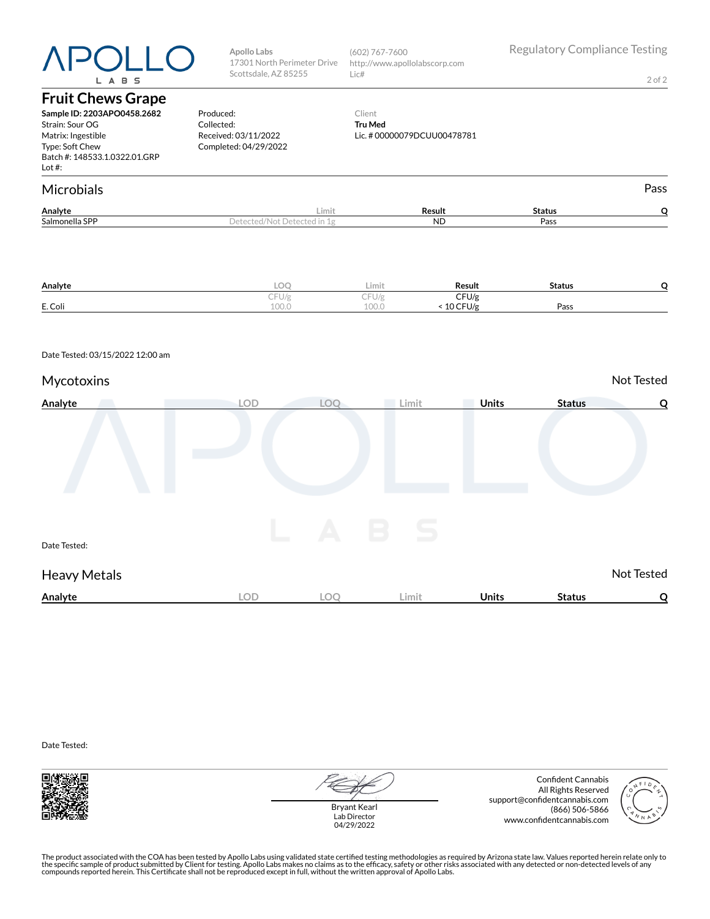# Fruit Chews Grape

Apollo Labs
17301 North Perimeter Drive
Scottsdale, AZ 85255

(602) 767-7600
http://www.apollolabscorp.com
Lic#

Regulatory Compliance Testing

**Sample ID: 2203APO0458.2682**
Strain: Sour OG
Matrix: Ingestible
Type: Soft Chew
Batch #: 148533.1.0322.01.GRP
Lot #:

Produced:
Collected:
Received: 03/11/2022
Completed: 04/29/2022

Client
**Tru Med**
Lic. # 00000079DCUU00478781

## Microbials

Pass

| Analyte | Limit | Result | Status | Q |
|---|---|---|---|---|
| Salmonella SPP | Detected/Not Detected in 1g | ND | Pass | |

| Analyte | LOQ | Limit | Result | Status | Q |
|---|---|---|---|---|---|
| | CFU/g | CFU/g | CFU/g | | |
| E. Coli | 100.0 | 100.0 | < 10 CFU/g | Pass | |

Date Tested: 03/15/2022 12:00 am

## Mycotoxins

Not Tested

| Analyte | LOD | LOQ | Limit | Units | Status | Q |
|---|---|---|---|---|---|---|

Date Tested:

## Heavy Metals

Not Tested

| Analyte | LOD | LOQ | Limit | Units | Status | Q |
|---|---|---|---|---|---|---|

Date Tested:

Bryant Kearl
Lab Director
04/29/2022

Confident Cannabis
All Rights Reserved
support@confidentcannabis.com
(866) 506-5866
www.confidentcannabis.com

The product associated with the COA has been tested by Apollo Labs using validated state certified testing methodologies as required by Arizona state law. Values reported herein relate only to the specific sample of product submitted by Client for testing. Apollo Labs makes no claims as to the efficacy, safety or other risks associated with any detected or non-detected levels of any compounds reported herein. This Certificate shall not be reproduced except in full, without the written approval of Apollo Labs.